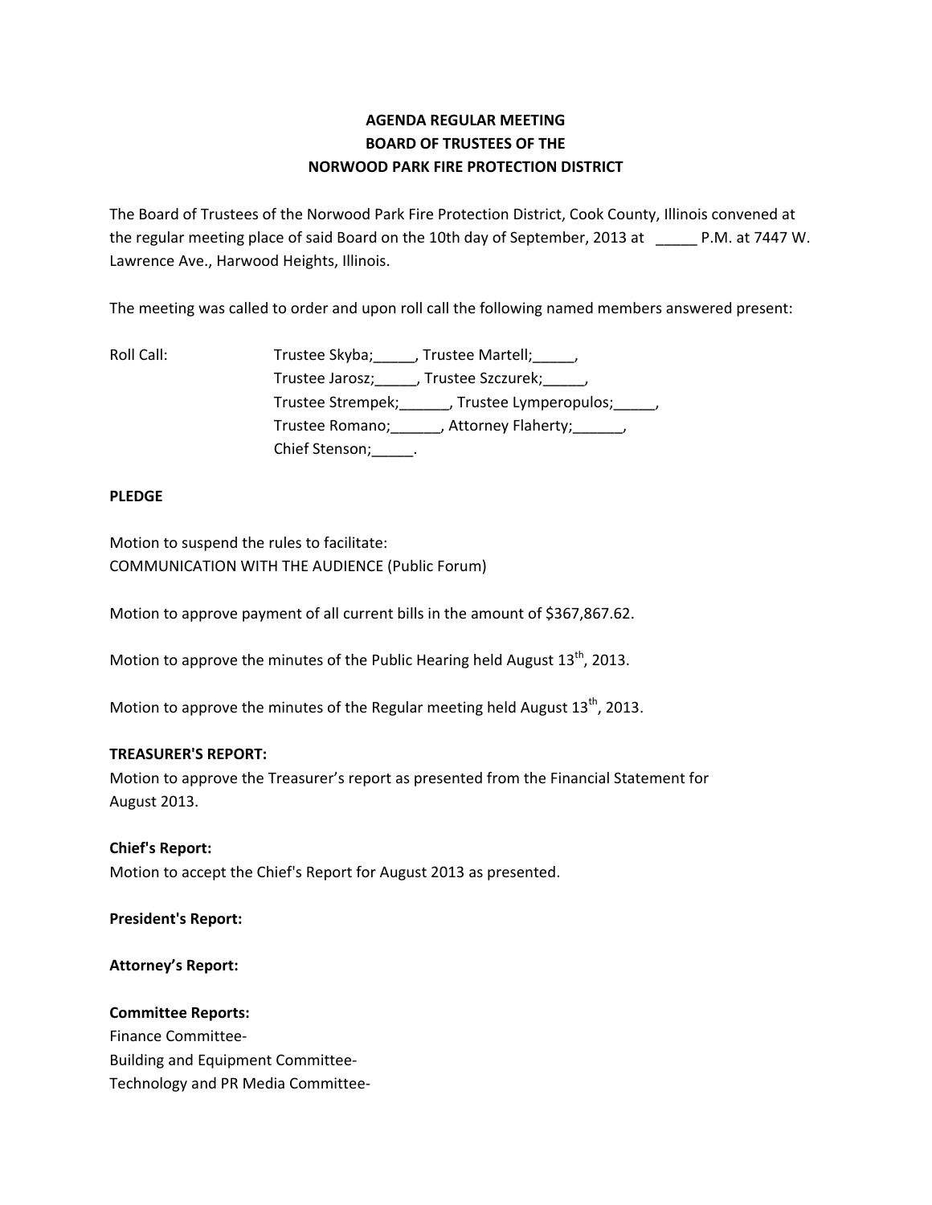**AGENDA REGULAR MEETING**
**BOARD OF TRUSTEES OF THE**
**NORWOOD PARK FIRE PROTECTION DISTRICT**

The Board of Trustees of the Norwood Park Fire Protection District, Cook County, Illinois convened at the regular meeting place of said Board on the 10th day of September, 2013 at _____ P.M. at 7447 W. Lawrence Ave., Harwood Heights, Illinois.

The meeting was called to order and upon roll call the following named members answered present:

Roll Call: Trustee Skyba;_____, Trustee Martell;_____,
Trustee Jarosz;_____, Trustee Szczurek;_____,
Trustee Strempek;______, Trustee Lymperopulos;_____,
Trustee Romano;______, Attorney Flaherty;______,
Chief Stenson;_____.

**PLEDGE**

Motion to suspend the rules to facilitate:
COMMUNICATION WITH THE AUDIENCE (Public Forum)

Motion to approve payment of all current bills in the amount of $367,867.62.

Motion to approve the minutes of the Public Hearing held August 13th, 2013.

Motion to approve the minutes of the Regular meeting held August 13th, 2013.

**TREASURER'S REPORT:**
Motion to approve the Treasurer's report as presented from the Financial Statement for August 2013.

**Chief's Report:**
Motion to accept the Chief's Report for August 2013 as presented.

**President's Report:**

**Attorney's Report:**

**Committee Reports:**
Finance Committee-
Building and Equipment Committee-
Technology and PR Media Committee-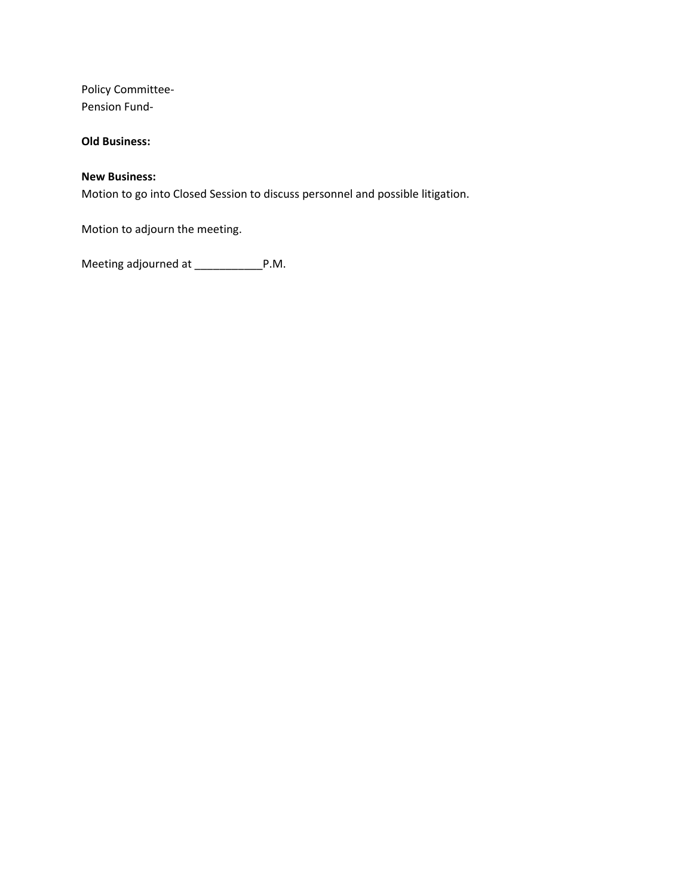Policy Committee-  
Pension Fund-

**Old Business:**

**New Business:**  
Motion to go into Closed Session to discuss personnel and possible litigation.

Motion to adjourn the meeting.

Meeting adjourned at ___________P.M.